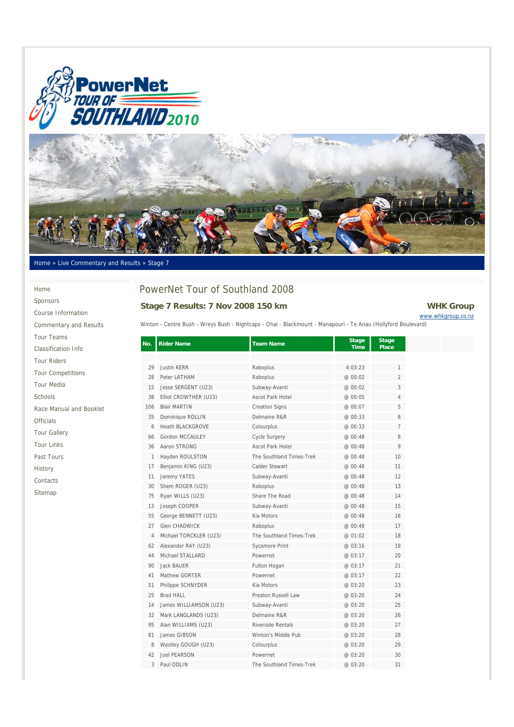Home » Live Commentary and Results » Stage 7

- Home
- Sponsors
- Course Information
- Commentary and Results
- Tour Teams
- Classification Info
- Tour Riders
- Tour Competitions
- Tour Media
- Schools
- Race Manual and Booklet
- Officials
- Tour Gallery
- Tour Links
- Past Tours
- History
- Contacts
- Sitemap

# PowerNet Tour of Southland 2008

## Stage 7 Results: 7 Nov 2008 150 km

**WHK Group**
www.whkgroup.co.nz

Winton - Centre Bush - Wreys Bush - Nightcaps - Ohai - Blackmount - Manapouri - Te Anau (Hollyford Boulevard)

| No. | Rider Name | Team Name | Stage Time | Stage Place |
|---|---|---|---|---|
| 29 | Justin KERR | Raboplus | 4:03:23 | 1 |
| 28 | Peter LATHAM | Raboplus | @ 00:02 | 2 |
| 15 | Jesse SERGENT (U23) | Subway-Avanti | @ 00:02 | 3 |
| 38 | Elliot CROWTHER (U23) | Ascot Park Hotel | @ 00:05 | 4 |
| 106 | Blair MARTIN | Creation Signs | @ 00:07 | 5 |
| 35 | Dominique ROLLIN | Delmaine R&R | @ 00:33 | 6 |
| 6 | Heath BLACKGROVE | Colourplus | @ 00:33 | 7 |
| 66 | Gordon MCCAULEY | Cycle Surgery | @ 00:48 | 8 |
| 36 | Aaron STRONG | Ascot Park Hotel | @ 00:48 | 9 |
| 1 | Hayden ROULSTON | The Southland Times-Trek | @ 00:48 | 10 |
| 17 | Benjamin KING (U23) | Calder Stewart | @ 00:48 | 11 |
| 11 | Jeremy YATES | Subway-Avanti | @ 00:48 | 12 |
| 30 | Shem ROGER (U23) | Raboplus | @ 00:48 | 13 |
| 75 | Ryan WILLS (U23) | Share The Road | @ 00:48 | 14 |
| 13 | Joseph COOPER | Subway-Avanti | @ 00:48 | 15 |
| 55 | George BENNETT (U23) | Kia Motors | @ 00:48 | 16 |
| 27 | Glen CHADWICK | Raboplus | @ 00:48 | 17 |
| 4 | Michael TORCKLER (U23) | The Southland Times-Trek | @ 01:02 | 18 |
| 62 | Alexander RAY (U23) | Sycamore Print | @ 03:16 | 19 |
| 44 | Michael STALLARD | Powernet | @ 03:17 | 20 |
| 90 | Jack BAUER | Fulton Hogan | @ 03:17 | 21 |
| 41 | Mathew GORTER | Powernet | @ 03:17 | 22 |
| 51 | Philippe SCHNYDER | Kia Motors | @ 03:20 | 23 |
| 25 | Brad HALL | Preston Russell Law | @ 03:20 | 24 |
| 14 | James WILLIAMSON (U23) | Subway-Avanti | @ 03:20 | 25 |
| 32 | Mark LANGLANDS (U23) | Delmaine R&R | @ 03:20 | 26 |
| 95 | Alan WILLIAMS (U23) | Riverside Rentals | @ 03:20 | 27 |
| 81 | James GIBSON | Winton's Middle Pub | @ 03:20 | 28 |
| 8 | Westley GOUGH (U23) | Colourplus | @ 03:20 | 29 |
| 42 | Joel PEARSON | Powernet | @ 03:20 | 30 |
| 3 | Paul ODLIN | The Southland Times-Trek | @ 03:20 | 31 |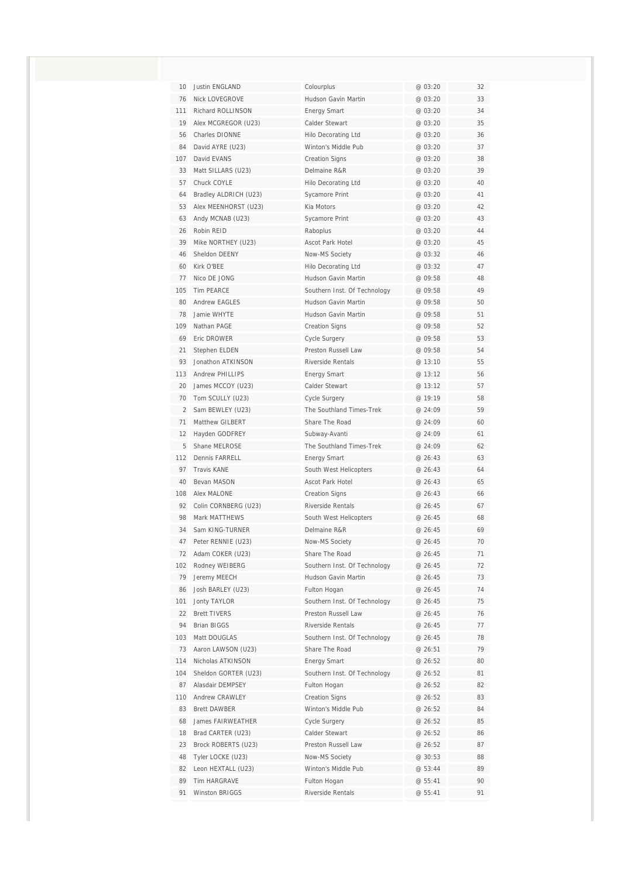| | | | | |
|---|---|---|---|---|
| 10 | Justin ENGLAND | Colourplus | @ 03:20 | 32 |
| 76 | Nick LOVEGROVE | Hudson Gavin Martin | @ 03:20 | 33 |
| 111 | Richard ROLLINSON | Energy Smart | @ 03:20 | 34 |
| 19 | Alex MCGREGOR (U23) | Calder Stewart | @ 03:20 | 35 |
| 56 | Charles DIONNE | Hilo Decorating Ltd | @ 03:20 | 36 |
| 84 | David AYRE (U23) | Winton's Middle Pub | @ 03:20 | 37 |
| 107 | David EVANS | Creation Signs | @ 03:20 | 38 |
| 33 | Matt SILLARS (U23) | Delmaine R&R | @ 03:20 | 39 |
| 57 | Chuck COYLE | Hilo Decorating Ltd | @ 03:20 | 40 |
| 64 | Bradley ALDRICH (U23) | Sycamore Print | @ 03:20 | 41 |
| 53 | Alex MEENHORST (U23) | Kia Motors | @ 03:20 | 42 |
| 63 | Andy MCNAB (U23) | Sycamore Print | @ 03:20 | 43 |
| 26 | Robin REID | Raboplus | @ 03:20 | 44 |
| 39 | Mike NORTHEY (U23) | Ascot Park Hotel | @ 03:20 | 45 |
| 46 | Sheldon DEENY | Now-MS Society | @ 03:32 | 46 |
| 60 | Kirk O'BEE | Hilo Decorating Ltd | @ 03:32 | 47 |
| 77 | Nico DE JONG | Hudson Gavin Martin | @ 09:58 | 48 |
| 105 | Tim PEARCE | Southern Inst. Of Technology | @ 09:58 | 49 |
| 80 | Andrew EAGLES | Hudson Gavin Martin | @ 09:58 | 50 |
| 78 | Jamie WHYTE | Hudson Gavin Martin | @ 09:58 | 51 |
| 109 | Nathan PAGE | Creation Signs | @ 09:58 | 52 |
| 69 | Eric DROWER | Cycle Surgery | @ 09:58 | 53 |
| 21 | Stephen ELDEN | Preston Russell Law | @ 09:58 | 54 |
| 93 | Jonathon ATKINSON | Riverside Rentals | @ 13:10 | 55 |
| 113 | Andrew PHILLIPS | Energy Smart | @ 13:12 | 56 |
| 20 | James MCCOY (U23) | Calder Stewart | @ 13:12 | 57 |
| 70 | Tom SCULLY (U23) | Cycle Surgery | @ 19:19 | 58 |
| 2 | Sam BEWLEY (U23) | The Southland Times-Trek | @ 24:09 | 59 |
| 71 | Matthew GILBERT | Share The Road | @ 24:09 | 60 |
| 12 | Hayden GODFREY | Subway-Avanti | @ 24:09 | 61 |
| 5 | Shane MELROSE | The Southland Times-Trek | @ 24:09 | 62 |
| 112 | Dennis FARRELL | Energy Smart | @ 26:43 | 63 |
| 97 | Travis KANE | South West Helicopters | @ 26:43 | 64 |
| 40 | Bevan MASON | Ascot Park Hotel | @ 26:43 | 65 |
| 108 | Alex MALONE | Creation Signs | @ 26:43 | 66 |
| 92 | Colin CORNBERG (U23) | Riverside Rentals | @ 26:45 | 67 |
| 98 | Mark MATTHEWS | South West Helicopters | @ 26:45 | 68 |
| 34 | Sam KING-TURNER | Delmaine R&R | @ 26:45 | 69 |
| 47 | Peter RENNIE (U23) | Now-MS Society | @ 26:45 | 70 |
| 72 | Adam COKER (U23) | Share The Road | @ 26:45 | 71 |
| 102 | Rodney WEIBERG | Southern Inst. Of Technology | @ 26:45 | 72 |
| 79 | Jeremy MEECH | Hudson Gavin Martin | @ 26:45 | 73 |
| 86 | Josh BARLEY (U23) | Fulton Hogan | @ 26:45 | 74 |
| 101 | Jonty TAYLOR | Southern Inst. Of Technology | @ 26:45 | 75 |
| 22 | Brett TIVERS | Preston Russell Law | @ 26:45 | 76 |
| 94 | Brian BIGGS | Riverside Rentals | @ 26:45 | 77 |
| 103 | Matt DOUGLAS | Southern Inst. Of Technology | @ 26:45 | 78 |
| 73 | Aaron LAWSON (U23) | Share The Road | @ 26:51 | 79 |
| 114 | Nicholas ATKINSON | Energy Smart | @ 26:52 | 80 |
| 104 | Sheldon GORTER (U23) | Southern Inst. Of Technology | @ 26:52 | 81 |
| 87 | Alasdair DEMPSEY | Fulton Hogan | @ 26:52 | 82 |
| 110 | Andrew CRAWLEY | Creation Signs | @ 26:52 | 83 |
| 83 | Brett DAWBER | Winton's Middle Pub | @ 26:52 | 84 |
| 68 | James FAIRWEATHER | Cycle Surgery | @ 26:52 | 85 |
| 18 | Brad CARTER (U23) | Calder Stewart | @ 26:52 | 86 |
| 23 | Brock ROBERTS (U23) | Preston Russell Law | @ 26:52 | 87 |
| 48 | Tyler LOCKE (U23) | Now-MS Society | @ 30:53 | 88 |
| 82 | Leon HEXTALL (U23) | Winton's Middle Pub | @ 53:44 | 89 |
| 89 | Tim HARGRAVE | Fulton Hogan | @ 55:41 | 90 |
| 91 | Winston BRIGGS | Riverside Rentals | @ 55:41 | 91 |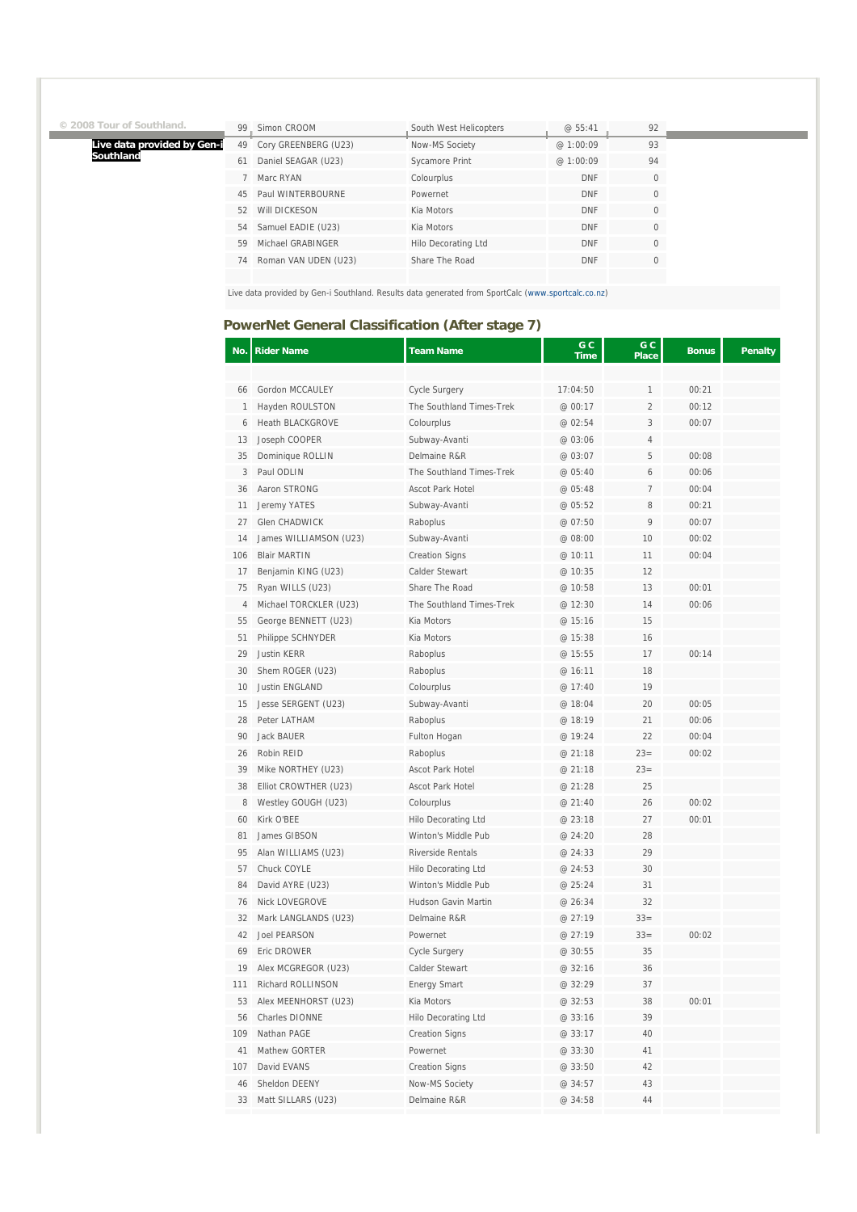© 2008 Tour of Southland.

**Live data provided by Gen-i Southland**

| | | | | |
|---|---|---|---|---|
| 99 | Simon CROOM | South West Helicopters | @ 55:41 | 92 |
| 49 | Cory GREENBERG (U23) | Now-MS Society | @ 1:00:09 | 93 |
| 61 | Daniel SEAGAR (U23) | Sycamore Print | @ 1:00:09 | 94 |
| 7 | Marc RYAN | Colourplus | DNF | 0 |
| 45 | Paul WINTERBOURNE | Powernet | DNF | 0 |
| 52 | Will DICKESON | Kia Motors | DNF | 0 |
| 54 | Samuel EADIE (U23) | Kia Motors | DNF | 0 |
| 59 | Michael GRABINGER | Hilo Decorating Ltd | DNF | 0 |
| 74 | Roman VAN UDEN (U23) | Share The Road | DNF | 0 |

Live data provided by Gen-i Southland. Results data generated from SportCalc (www.sportcalc.co.nz)

## PowerNet General Classification (After stage 7)

| No. | Rider Name | Team Name | G C Time | G C Place | Bonus | Penalty |
|---|---|---|---|---|---|---|
| 66 | Gordon MCCAULEY | Cycle Surgery | 17:04:50 | 1 | 00:21 | |
| 1 | Hayden ROULSTON | The Southland Times-Trek | @ 00:17 | 2 | 00:12 | |
| 6 | Heath BLACKGROVE | Colourplus | @ 02:54 | 3 | 00:07 | |
| 13 | Joseph COOPER | Subway-Avanti | @ 03:06 | 4 | | |
| 35 | Dominique ROLLIN | Delmaine R&R | @ 03:07 | 5 | 00:08 | |
| 3 | Paul ODLIN | The Southland Times-Trek | @ 05:40 | 6 | 00:06 | |
| 36 | Aaron STRONG | Ascot Park Hotel | @ 05:48 | 7 | 00:04 | |
| 11 | Jeremy YATES | Subway-Avanti | @ 05:52 | 8 | 00:21 | |
| 27 | Glen CHADWICK | Raboplus | @ 07:50 | 9 | 00:07 | |
| 14 | James WILLIAMSON (U23) | Subway-Avanti | @ 08:00 | 10 | 00:02 | |
| 106 | Blair MARTIN | Creation Signs | @ 10:11 | 11 | 00:04 | |
| 17 | Benjamin KING (U23) | Calder Stewart | @ 10:35 | 12 | | |
| 75 | Ryan WILLS (U23) | Share The Road | @ 10:58 | 13 | 00:01 | |
| 4 | Michael TORCKLER (U23) | The Southland Times-Trek | @ 12:30 | 14 | 00:06 | |
| 55 | George BENNETT (U23) | Kia Motors | @ 15:16 | 15 | | |
| 51 | Philippe SCHNYDER | Kia Motors | @ 15:38 | 16 | | |
| 29 | Justin KERR | Raboplus | @ 15:55 | 17 | 00:14 | |
| 30 | Shem ROGER (U23) | Raboplus | @ 16:11 | 18 | | |
| 10 | Justin ENGLAND | Colourplus | @ 17:40 | 19 | | |
| 15 | Jesse SERGENT (U23) | Subway-Avanti | @ 18:04 | 20 | 00:05 | |
| 28 | Peter LATHAM | Raboplus | @ 18:19 | 21 | 00:06 | |
| 90 | Jack BAUER | Fulton Hogan | @ 19:24 | 22 | 00:04 | |
| 26 | Robin REID | Raboplus | @ 21:18 | 23= | 00:02 | |
| 39 | Mike NORTHEY (U23) | Ascot Park Hotel | @ 21:18 | 23= | | |
| 38 | Elliot CROWTHER (U23) | Ascot Park Hotel | @ 21:28 | 25 | | |
| 8 | Westley GOUGH (U23) | Colourplus | @ 21:40 | 26 | 00:02 | |
| 60 | Kirk O'BEE | Hilo Decorating Ltd | @ 23:18 | 27 | 00:01 | |
| 81 | James GIBSON | Winton's Middle Pub | @ 24:20 | 28 | | |
| 95 | Alan WILLIAMS (U23) | Riverside Rentals | @ 24:33 | 29 | | |
| 57 | Chuck COYLE | Hilo Decorating Ltd | @ 24:53 | 30 | | |
| 84 | David AYRE (U23) | Winton's Middle Pub | @ 25:24 | 31 | | |
| 76 | Nick LOVEGROVE | Hudson Gavin Martin | @ 26:34 | 32 | | |
| 32 | Mark LANGLANDS (U23) | Delmaine R&R | @ 27:19 | 33= | | |
| 42 | Joel PEARSON | Powernet | @ 27:19 | 33= | 00:02 | |
| 69 | Eric DROWER | Cycle Surgery | @ 30:55 | 35 | | |
| 19 | Alex MCGREGOR (U23) | Calder Stewart | @ 32:16 | 36 | | |
| 111 | Richard ROLLINSON | Energy Smart | @ 32:29 | 37 | | |
| 53 | Alex MEENHORST (U23) | Kia Motors | @ 32:53 | 38 | 00:01 | |
| 56 | Charles DIONNE | Hilo Decorating Ltd | @ 33:16 | 39 | | |
| 109 | Nathan PAGE | Creation Signs | @ 33:17 | 40 | | |
| 41 | Mathew GORTER | Powernet | @ 33:30 | 41 | | |
| 107 | David EVANS | Creation Signs | @ 33:50 | 42 | | |
| 46 | Sheldon DEENY | Now-MS Society | @ 34:57 | 43 | | |
| 33 | Matt SILLARS (U23) | Delmaine R&R | @ 34:58 | 44 | | |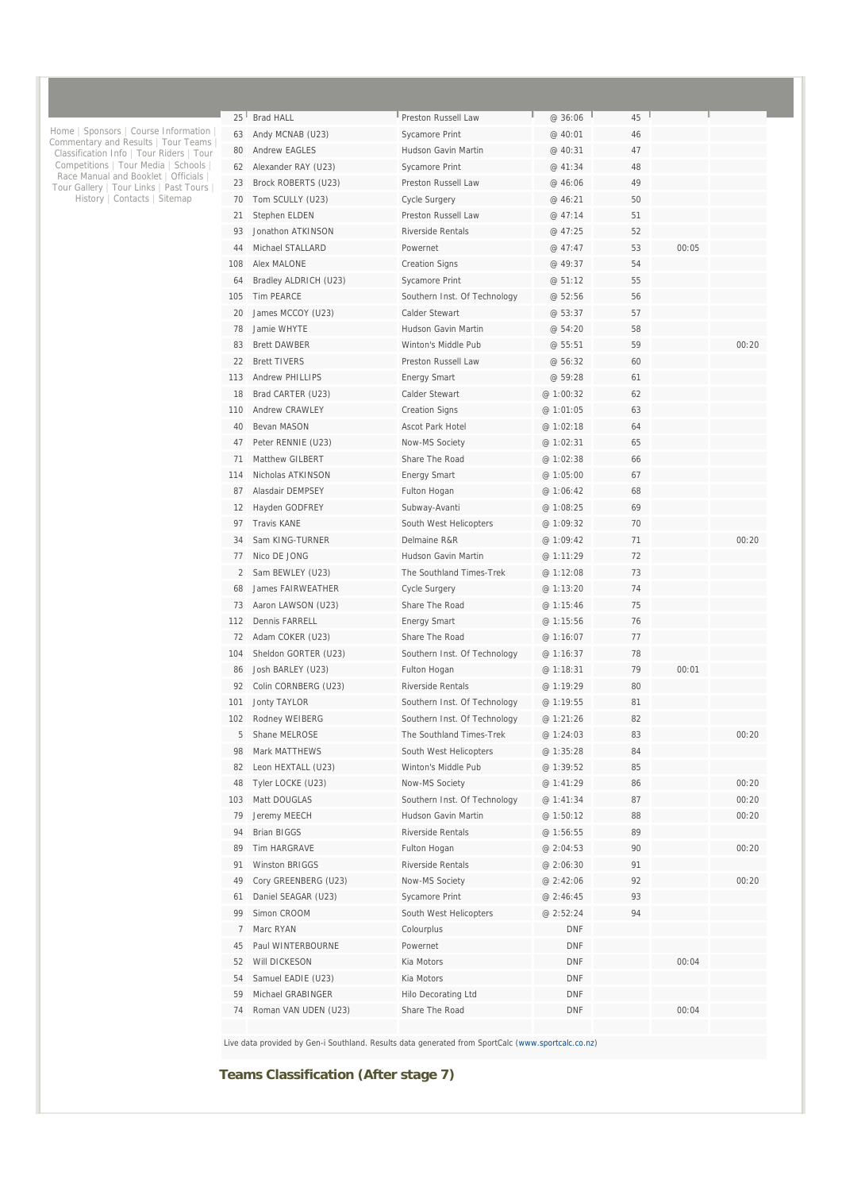Home | Sponsors | Course Information | Commentary and Results | Tour Teams | Classification Info | Tour Riders | Tour Competitions | Tour Media | Schools | Race Manual and Booklet | Officials | Tour Gallery | Tour Links | Past Tours | History | Contacts | Sitemap

| | | | | | | |
|---|---|---|---|---|---|---|
| 25 | Brad HALL | Preston Russell Law | @ 36:06 | 45 | | |
| 63 | Andy MCNAB (U23) | Sycamore Print | @ 40:01 | 46 | | |
| 80 | Andrew EAGLES | Hudson Gavin Martin | @ 40:31 | 47 | | |
| 62 | Alexander RAY (U23) | Sycamore Print | @ 41:34 | 48 | | |
| 23 | Brock ROBERTS (U23) | Preston Russell Law | @ 46:06 | 49 | | |
| 70 | Tom SCULLY (U23) | Cycle Surgery | @ 46:21 | 50 | | |
| 21 | Stephen ELDEN | Preston Russell Law | @ 47:14 | 51 | | |
| 93 | Jonathon ATKINSON | Riverside Rentals | @ 47:25 | 52 | | |
| 44 | Michael STALLARD | Powernet | @ 47:47 | 53 | 00:05 | |
| 108 | Alex MALONE | Creation Signs | @ 49:37 | 54 | | |
| 64 | Bradley ALDRICH (U23) | Sycamore Print | @ 51:12 | 55 | | |
| 105 | Tim PEARCE | Southern Inst. Of Technology | @ 52:56 | 56 | | |
| 20 | James MCCOY (U23) | Calder Stewart | @ 53:37 | 57 | | |
| 78 | Jamie WHYTE | Hudson Gavin Martin | @ 54:20 | 58 | | |
| 83 | Brett DAWBER | Winton's Middle Pub | @ 55:51 | 59 | | 00:20 |
| 22 | Brett TIVERS | Preston Russell Law | @ 56:32 | 60 | | |
| 113 | Andrew PHILLIPS | Energy Smart | @ 59:28 | 61 | | |
| 18 | Brad CARTER (U23) | Calder Stewart | @ 1:00:32 | 62 | | |
| 110 | Andrew CRAWLEY | Creation Signs | @ 1:01:05 | 63 | | |
| 40 | Bevan MASON | Ascot Park Hotel | @ 1:02:18 | 64 | | |
| 47 | Peter RENNIE (U23) | Now-MS Society | @ 1:02:31 | 65 | | |
| 71 | Matthew GILBERT | Share The Road | @ 1:02:38 | 66 | | |
| 114 | Nicholas ATKINSON | Energy Smart | @ 1:05:00 | 67 | | |
| 87 | Alasdair DEMPSEY | Fulton Hogan | @ 1:06:42 | 68 | | |
| 12 | Hayden GODFREY | Subway-Avanti | @ 1:08:25 | 69 | | |
| 97 | Travis KANE | South West Helicopters | @ 1:09:32 | 70 | | |
| 34 | Sam KING-TURNER | Delmaine R&R | @ 1:09:42 | 71 | | 00:20 |
| 77 | Nico DE JONG | Hudson Gavin Martin | @ 1:11:29 | 72 | | |
| 2 | Sam BEWLEY (U23) | The Southland Times-Trek | @ 1:12:08 | 73 | | |
| 68 | James FAIRWEATHER | Cycle Surgery | @ 1:13:20 | 74 | | |
| 73 | Aaron LAWSON (U23) | Share The Road | @ 1:15:46 | 75 | | |
| 112 | Dennis FARRELL | Energy Smart | @ 1:15:56 | 76 | | |
| 72 | Adam COKER (U23) | Share The Road | @ 1:16:07 | 77 | | |
| 104 | Sheldon GORTER (U23) | Southern Inst. Of Technology | @ 1:16:37 | 78 | | |
| 86 | Josh BARLEY (U23) | Fulton Hogan | @ 1:18:31 | 79 | 00:01 | |
| 92 | Colin CORNBERG (U23) | Riverside Rentals | @ 1:19:29 | 80 | | |
| 101 | Jonty TAYLOR | Southern Inst. Of Technology | @ 1:19:55 | 81 | | |
| 102 | Rodney WEIBERG | Southern Inst. Of Technology | @ 1:21:26 | 82 | | |
| 5 | Shane MELROSE | The Southland Times-Trek | @ 1:24:03 | 83 | | 00:20 |
| 98 | Mark MATTHEWS | South West Helicopters | @ 1:35:28 | 84 | | |
| 82 | Leon HEXTALL (U23) | Winton's Middle Pub | @ 1:39:52 | 85 | | |
| 48 | Tyler LOCKE (U23) | Now-MS Society | @ 1:41:29 | 86 | | 00:20 |
| 103 | Matt DOUGLAS | Southern Inst. Of Technology | @ 1:41:34 | 87 | | 00:20 |
| 79 | Jeremy MEECH | Hudson Gavin Martin | @ 1:50:12 | 88 | | 00:20 |
| 94 | Brian BIGGS | Riverside Rentals | @ 1:56:55 | 89 | | |
| 89 | Tim HARGRAVE | Fulton Hogan | @ 2:04:53 | 90 | | 00:20 |
| 91 | Winston BRIGGS | Riverside Rentals | @ 2:06:30 | 91 | | |
| 49 | Cory GREENBERG (U23) | Now-MS Society | @ 2:42:06 | 92 | | 00:20 |
| 61 | Daniel SEAGAR (U23) | Sycamore Print | @ 2:46:45 | 93 | | |
| 99 | Simon CROOM | South West Helicopters | @ 2:52:24 | 94 | | |
| 7 | Marc RYAN | Colourplus | DNF | | | |
| 45 | Paul WINTERBOURNE | Powernet | DNF | | | |
| 52 | Will DICKESON | Kia Motors | DNF | | 00:04 | |
| 54 | Samuel EADIE (U23) | Kia Motors | DNF | | | |
| 59 | Michael GRABINGER | Hilo Decorating Ltd | DNF | | | |
| 74 | Roman VAN UDEN (U23) | Share The Road | DNF | | 00:04 | |

Live data provided by Gen-i Southland. Results data generated from SportCalc (www.sportcalc.co.nz)

## Teams Classification (After stage 7)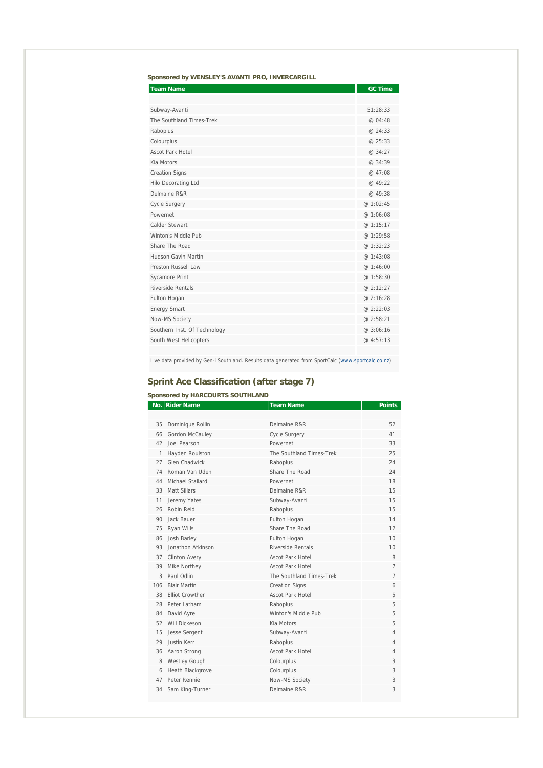**Sponsored by WENSLEY'S AVANTI PRO, INVERCARGILL**

| Team Name | GC Time |
|---|---|
| Subway-Avanti | 51:28:33 |
| The Southland Times-Trek | @ 04:48 |
| Raboplus | @ 24:33 |
| Colourplus | @ 25:33 |
| Ascot Park Hotel | @ 34:27 |
| Kia Motors | @ 34:39 |
| Creation Signs | @ 47:08 |
| Hilo Decorating Ltd | @ 49:22 |
| Delmaine R&R | @ 49:38 |
| Cycle Surgery | @ 1:02:45 |
| Powernet | @ 1:06:08 |
| Calder Stewart | @ 1:15:17 |
| Winton's Middle Pub | @ 1:29:58 |
| Share The Road | @ 1:32:23 |
| Hudson Gavin Martin | @ 1:43:08 |
| Preston Russell Law | @ 1:46:00 |
| Sycamore Print | @ 1:58:30 |
| Riverside Rentals | @ 2:12:27 |
| Fulton Hogan | @ 2:16:28 |
| Energy Smart | @ 2:22:03 |
| Now-MS Society | @ 2:58:21 |
| Southern Inst. Of Technology | @ 3:06:16 |
| South West Helicopters | @ 4:57:13 |

Live data provided by Gen-i Southland. Results data generated from SportCalc (www.sportcalc.co.nz)

## Sprint Ace Classification (after stage 7)

**Sponsored by HARCOURTS SOUTHLAND**

| No. | Rider Name | Team Name | Points |
|---|---|---|---|
| 35 | Dominique Rollin | Delmaine R&R | 52 |
| 66 | Gordon McCauley | Cycle Surgery | 41 |
| 42 | Joel Pearson | Powernet | 33 |
| 1 | Hayden Roulston | The Southland Times-Trek | 25 |
| 27 | Glen Chadwick | Raboplus | 24 |
| 74 | Roman Van Uden | Share The Road | 24 |
| 44 | Michael Stallard | Powernet | 18 |
| 33 | Matt Sillars | Delmaine R&R | 15 |
| 11 | Jeremy Yates | Subway-Avanti | 15 |
| 26 | Robin Reid | Raboplus | 15 |
| 90 | Jack Bauer | Fulton Hogan | 14 |
| 75 | Ryan Wills | Share The Road | 12 |
| 86 | Josh Barley | Fulton Hogan | 10 |
| 93 | Jonathon Atkinson | Riverside Rentals | 10 |
| 37 | Clinton Avery | Ascot Park Hotel | 8 |
| 39 | Mike Northey | Ascot Park Hotel | 7 |
| 3 | Paul Odlin | The Southland Times-Trek | 7 |
| 106 | Blair Martin | Creation Signs | 6 |
| 38 | Elliot Crowther | Ascot Park Hotel | 5 |
| 28 | Peter Latham | Raboplus | 5 |
| 84 | David Ayre | Winton's Middle Pub | 5 |
| 52 | Will Dickeson | Kia Motors | 5 |
| 15 | Jesse Sergent | Subway-Avanti | 4 |
| 29 | Justin Kerr | Raboplus | 4 |
| 36 | Aaron Strong | Ascot Park Hotel | 4 |
| 8 | Westley Gough | Colourplus | 3 |
| 6 | Heath Blackgrove | Colourplus | 3 |
| 47 | Peter Rennie | Now-MS Society | 3 |
| 34 | Sam King-Turner | Delmaine R&R | 3 |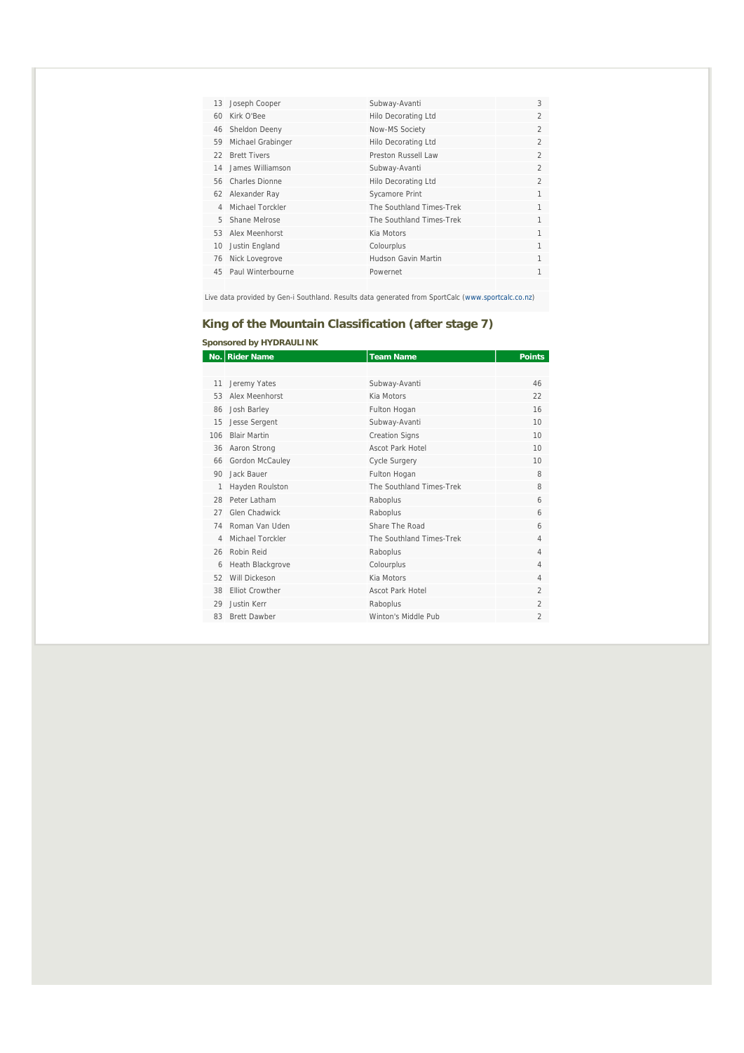| | | | |
|---|---|---|---|
| 13 | Joseph Cooper | Subway-Avanti | 3 |
| 60 | Kirk O'Bee | Hilo Decorating Ltd | 2 |
| 46 | Sheldon Deeny | Now-MS Society | 2 |
| 59 | Michael Grabinger | Hilo Decorating Ltd | 2 |
| 22 | Brett Tivers | Preston Russell Law | 2 |
| 14 | James Williamson | Subway-Avanti | 2 |
| 56 | Charles Dionne | Hilo Decorating Ltd | 2 |
| 62 | Alexander Ray | Sycamore Print | 1 |
| 4 | Michael Torckler | The Southland Times-Trek | 1 |
| 5 | Shane Melrose | The Southland Times-Trek | 1 |
| 53 | Alex Meenhorst | Kia Motors | 1 |
| 10 | Justin England | Colourplus | 1 |
| 76 | Nick Lovegrove | Hudson Gavin Martin | 1 |
| 45 | Paul Winterbourne | Powernet | 1 |

Live data provided by Gen-i Southland. Results data generated from SportCalc (www.sportcalc.co.nz)

## King of the Mountain Classification (after stage 7)

**Sponsored by HYDRAULINK**

| No. | Rider Name | Team Name | Points |
|---|---|---|---|
| 11 | Jeremy Yates | Subway-Avanti | 46 |
| 53 | Alex Meenhorst | Kia Motors | 22 |
| 86 | Josh Barley | Fulton Hogan | 16 |
| 15 | Jesse Sergent | Subway-Avanti | 10 |
| 106 | Blair Martin | Creation Signs | 10 |
| 36 | Aaron Strong | Ascot Park Hotel | 10 |
| 66 | Gordon McCauley | Cycle Surgery | 10 |
| 90 | Jack Bauer | Fulton Hogan | 8 |
| 1 | Hayden Roulston | The Southland Times-Trek | 8 |
| 28 | Peter Latham | Raboplus | 6 |
| 27 | Glen Chadwick | Raboplus | 6 |
| 74 | Roman Van Uden | Share The Road | 6 |
| 4 | Michael Torckler | The Southland Times-Trek | 4 |
| 26 | Robin Reid | Raboplus | 4 |
| 6 | Heath Blackgrove | Colourplus | 4 |
| 52 | Will Dickeson | Kia Motors | 4 |
| 38 | Elliot Crowther | Ascot Park Hotel | 2 |
| 29 | Justin Kerr | Raboplus | 2 |
| 83 | Brett Dawber | Winton's Middle Pub | 2 |